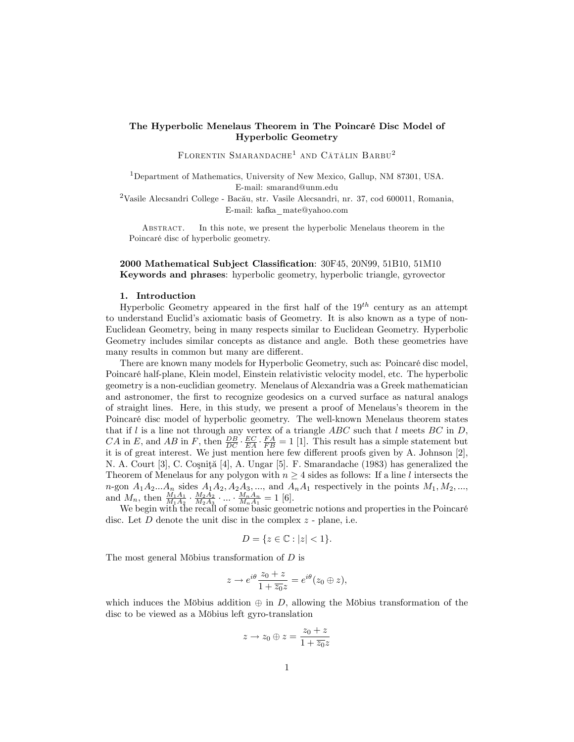# The Hyperbolic Menelaus Theorem in The Poincaré Disc Model of Hyperbolic Geometry

Florentin Smarandache[1] and Cătălin Barbu[2]

[1]Department of Mathematics, University of New Mexico, Gallup, NM 87301, USA.
E-mail: smarand@unm.edu

[2]Vasile Alecsandri College - Bacău, str. Vasile Alecsandri, nr. 37, cod 600011, Romania,
E-mail: kafka_mate@yahoo.com

Abstract. In this note, we present the hyperbolic Menelaus theorem in the Poincaré disc of hyperbolic geometry.

**2000 Mathematical Subject Classification**: 30F45, 20N99, 51B10, 51M10
**Keywords and phrases**: hyperbolic geometry, hyperbolic triangle, gyrovector

## 1. Introduction

Hyperbolic Geometry appeared in the first half of the $19^{th}$ century as an attempt to understand Euclid's axiomatic basis of Geometry. It is also known as a type of non-Euclidean Geometry, being in many respects similar to Euclidean Geometry. Hyperbolic Geometry includes similar concepts as distance and angle. Both these geometries have many results in common but many are different.

There are known many models for Hyperbolic Geometry, such as: Poincaré disc model, Poincaré half-plane, Klein model, Einstein relativistic velocity model, etc. The hyperbolic geometry is a non-euclidian geometry. Menelaus of Alexandria was a Greek mathematician and astronomer, the first to recognize geodesics on a curved surface as natural analogs of straight lines. Here, in this study, we present a proof of Menelaus's theorem in the Poincaré disc model of hyperbolic geometry. The well-known Menelaus theorem states that if $l$ is a line not through any vertex of a triangle $ABC$ such that $l$ meets $BC$ in $D$, $CA$ in $E$, and $AB$ in $F$, then $\frac{DB}{DC} \cdot \frac{EC}{EA} \cdot \frac{FA}{FB} = 1$ [1]. This result has a simple statement but it is of great interest. We just mention here few different proofs given by A. Johnson [2], N. A. Court [3], C. Coşniţă [4], A. Ungar [5]. F. Smarandache (1983) has generalized the Theorem of Menelaus for any polygon with $n \geq 4$ sides as follows: If a line $l$ intersects the $n$-gon $A_1A_2...A_n$ sides $A_1A_2, A_2A_3, ...,$ and $A_nA_1$ respectively in the points $M_1, M_2, ...,$ and $M_n$, then $\frac{M_1A_1}{M_1A_2} \cdot \frac{M_2A_2}{M_2A_3} \cdot ... \cdot \frac{M_nA_n}{M_nA_1} = 1$ [6].

We begin with the recall of some basic geometric notions and properties in the Poincaré disc. Let $D$ denote the unit disc in the complex $z$ - plane, i.e.

$$D = \{z \in \mathbb{C} : |z| < 1\}.$$

The most general Möbius transformation of $D$ is

$$z \to e^{i\theta} \frac{z_0 + z}{1 + \overline{z_0} z} = e^{i\theta}(z_0 \oplus z),$$

which induces the Möbius addition $\oplus$ in $D$, allowing the Möbius transformation of the disc to be viewed as a Möbius left gyro-translation

$$z \to z_0 \oplus z = \frac{z_0 + z}{1 + \overline{z_0} z}$$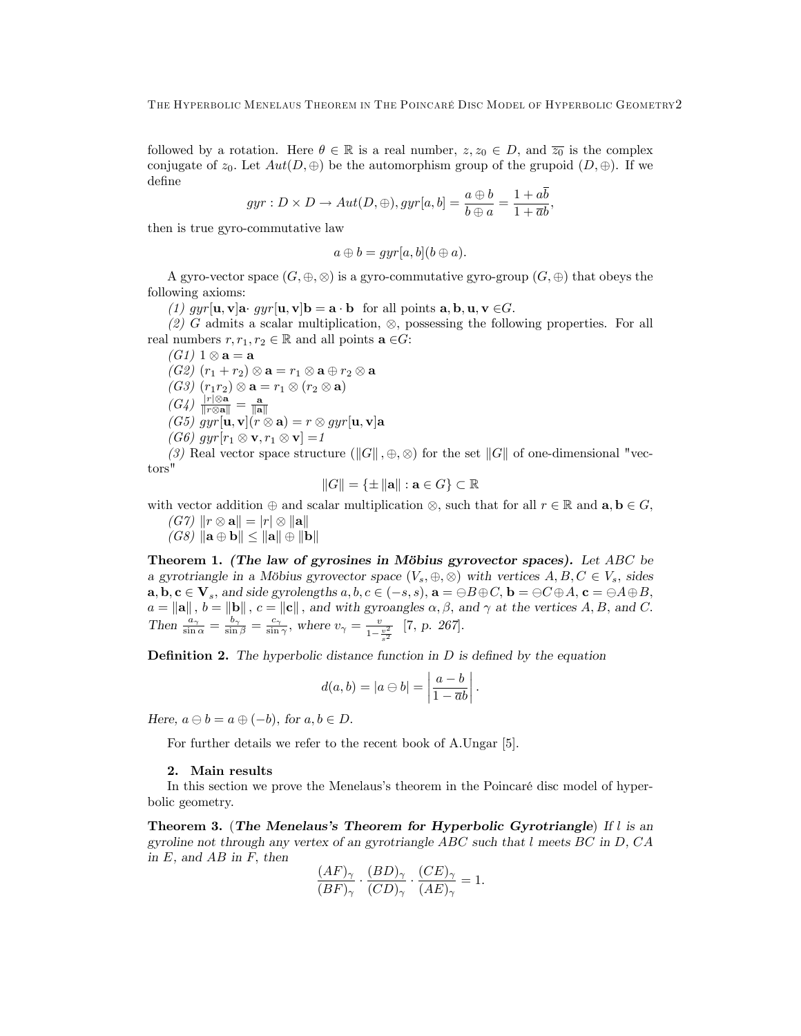followed by a rotation. Here $\theta \in \mathbb{R}$ is a real number, $z, z_0 \in D$, and $\overline{z_0}$ is the complex conjugate of $z_0$. Let $Aut(D, \oplus)$ be the automorphism group of the grupoid $(D, \oplus)$. If we define

$$gyr : D \times D \to Aut(D, \oplus), gyr[a, b] = \frac{a \oplus b}{b \oplus a} = \frac{1 + a\overline{b}}{1 + \overline{a}b},$$

then is true gyro-commutative law

$$a \oplus b = gyr[a, b](b \oplus a).$$

A gyro-vector space $(G, \oplus, \otimes)$ is a gyro-commutative gyro-group $(G, \oplus)$ that obeys the following axioms:

*(1)* $gyr[\mathbf{u}, \mathbf{v}]\mathbf{a} \cdot gyr[\mathbf{u}, \mathbf{v}]\mathbf{b} = \mathbf{a} \cdot \mathbf{b}$ for all points $\mathbf{a}, \mathbf{b}, \mathbf{u}, \mathbf{v} \in G$.

*(2)* $G$ admits a scalar multiplication, $\otimes$, possessing the following properties. For all real numbers $r, r_1, r_2 \in \mathbb{R}$ and all points $\mathbf{a} \in G$:

*(G1)* $1 \otimes \mathbf{a} = \mathbf{a}$

*(G2)* $(r_1 + r_2) \otimes \mathbf{a} = r_1 \otimes \mathbf{a} \oplus r_2 \otimes \mathbf{a}$

*(G3)* $(r_1 r_2) \otimes \mathbf{a} = r_1 \otimes (r_2 \otimes \mathbf{a})$

*(G4)* $\frac{|r| \otimes \mathbf{a}}{\|r \otimes \mathbf{a}\|} = \frac{\mathbf{a}}{\|\mathbf{a}\|}$

*(G5)* $gyr[\mathbf{u}, \mathbf{v}](r \otimes \mathbf{a}) = r \otimes gyr[\mathbf{u}, \mathbf{v}]\mathbf{a}$

*(G6)* $gyr[r_1 \otimes \mathbf{v}, r_1 \otimes \mathbf{v}] = 1$

*(3)* Real vector space structure $(\|G\|, \oplus, \otimes)$ for the set $\|G\|$ of one-dimensional "vectors"

$$\|G\| = \{\pm \|\mathbf{a}\| : \mathbf{a} \in G\} \subset \mathbb{R}$$

with vector addition $\oplus$ and scalar multiplication $\otimes$, such that for all $r \in \mathbb{R}$ and $\mathbf{a}, \mathbf{b} \in G$,

*(G7)* $\|r \otimes \mathbf{a}\| = |r| \otimes \|\mathbf{a}\|$

*(G8)* $\|\mathbf{a} \oplus \mathbf{b}\| \leq \|\mathbf{a}\| \oplus \|\mathbf{b}\|$

**Theorem 1.** ***(The law of gyrosines in Möbius gyrovector spaces).*** *Let $ABC$ be a gyrotriangle in a Möbius gyrovector space $(V_s, \oplus, \otimes)$ with vertices $A, B, C \in V_s$, sides $\mathbf{a}, \mathbf{b}, \mathbf{c} \in \mathbf{V}_s$, and side gyrolengths $a, b, c \in (-s, s)$, $\mathbf{a} = \ominus B \oplus C$, $\mathbf{b} = \ominus C \oplus A$, $\mathbf{c} = \ominus A \oplus B$, $a = \|\mathbf{a}\|$, $b = \|\mathbf{b}\|$, $c = \|\mathbf{c}\|$, and with gyroangles $\alpha, \beta$, and $\gamma$ at the vertices $A, B$, and $C$. Then $\frac{a_\gamma}{\sin \alpha} = \frac{b_\gamma}{\sin \beta} = \frac{c_\gamma}{\sin \gamma}$, where $v_\gamma = \frac{v}{1 - \frac{v^2}{s^2}}$ [7, p. 267].*

**Definition 2.** *The hyperbolic distance function in $D$ is defined by the equation*

$$d(a, b) = |a \ominus b| = \left| \frac{a - b}{1 - \overline{a}b} \right|.$$

*Here, $a \ominus b = a \oplus (-b)$, for $a, b \in D$.*

For further details we refer to the recent book of A.Ungar [5].

## 2. Main results

In this section we prove the Menelaus's theorem in the Poincaré disc model of hyperbolic geometry.

**Theorem 3.** (***The Menelaus's Theorem for Hyperbolic Gyrotriangle***) *If $l$ is an gyroline not through any vertex of an gyrotriangle $ABC$ such that $l$ meets $BC$ in $D$, $CA$ in $E$, and $AB$ in $F$, then*

$$\frac{(AF)_\gamma}{(BF)_\gamma} \cdot \frac{(BD)_\gamma}{(CD)_\gamma} \cdot \frac{(CE)_\gamma}{(AE)_\gamma} = 1.$$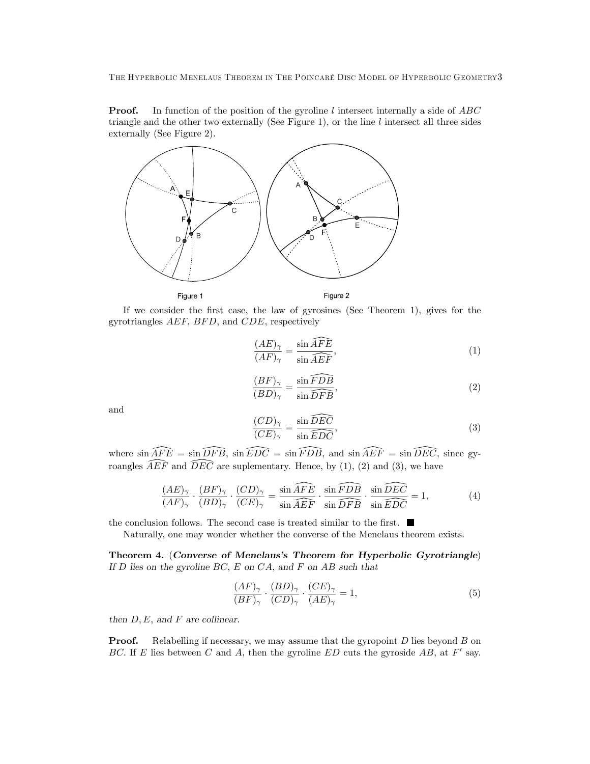**Proof.** In function of the position of the gyroline $l$ intersect internally a side of $ABC$ triangle and the other two externally (See Figure 1), or the line $l$ intersect all three sides externally (See Figure 2).

Figure 1 Figure 2

If we consider the first case, the law of gyrosines (See Theorem 1), gives for the gyrotriangles $AEF$, $BFD$, and $CDE$, respectively

$$\frac{(AE)_\gamma}{(AF)_\gamma} = \frac{\sin \widehat{AFE}}{\sin \widehat{AEF}}, \tag{1}$$

$$\frac{(BF)_\gamma}{(BD)_\gamma} = \frac{\sin \widehat{FDB}}{\sin \widehat{DFB}}, \tag{2}$$

and

$$\frac{(CD)_\gamma}{(CE)_\gamma} = \frac{\sin \widehat{DEC}}{\sin \widehat{EDC}}, \tag{3}$$

where $\sin \widehat{AFE} = \sin \widehat{DFB}$, $\sin \widehat{EDC} = \sin \widehat{FDB}$, and $\sin \widehat{AEF} = \sin \widehat{DEC}$, since gyroangles $\widehat{AEF}$ and $\widehat{DEC}$ are suplementary. Hence, by (1), (2) and (3), we have

$$\frac{(AE)_\gamma}{(AF)_\gamma} \cdot \frac{(BF)_\gamma}{(BD)_\gamma} \cdot \frac{(CD)_\gamma}{(CE)_\gamma} = \frac{\sin \widehat{AFE}}{\sin \widehat{AEF}} \cdot \frac{\sin \widehat{FDB}}{\sin \widehat{DFB}} \cdot \frac{\sin \widehat{DEC}}{\sin \widehat{EDC}} = 1, \tag{4}$$

the conclusion follows. The second case is treated similar to the first. ■

Naturally, one may wonder whether the converse of the Menelaus theorem exists.

**Theorem 4.** (***Converse of Menelaus's Theorem for Hyperbolic Gyrotriangle***) *If $D$ lies on the gyroline $BC$, $E$ on $CA$, and $F$ on $AB$ such that*

$$\frac{(AF)_\gamma}{(BF)_\gamma} \cdot \frac{(BD)_\gamma}{(CD)_\gamma} \cdot \frac{(CE)_\gamma}{(AE)_\gamma} = 1, \tag{5}$$

*then $D, E$, and $F$ are collinear.*

**Proof.** Relabelling if necessary, we may assume that the gyropoint $D$ lies beyond $B$ on $BC$. If $E$ lies between $C$ and $A$, then the gyroline $ED$ cuts the gyroside $AB$, at $F'$ say.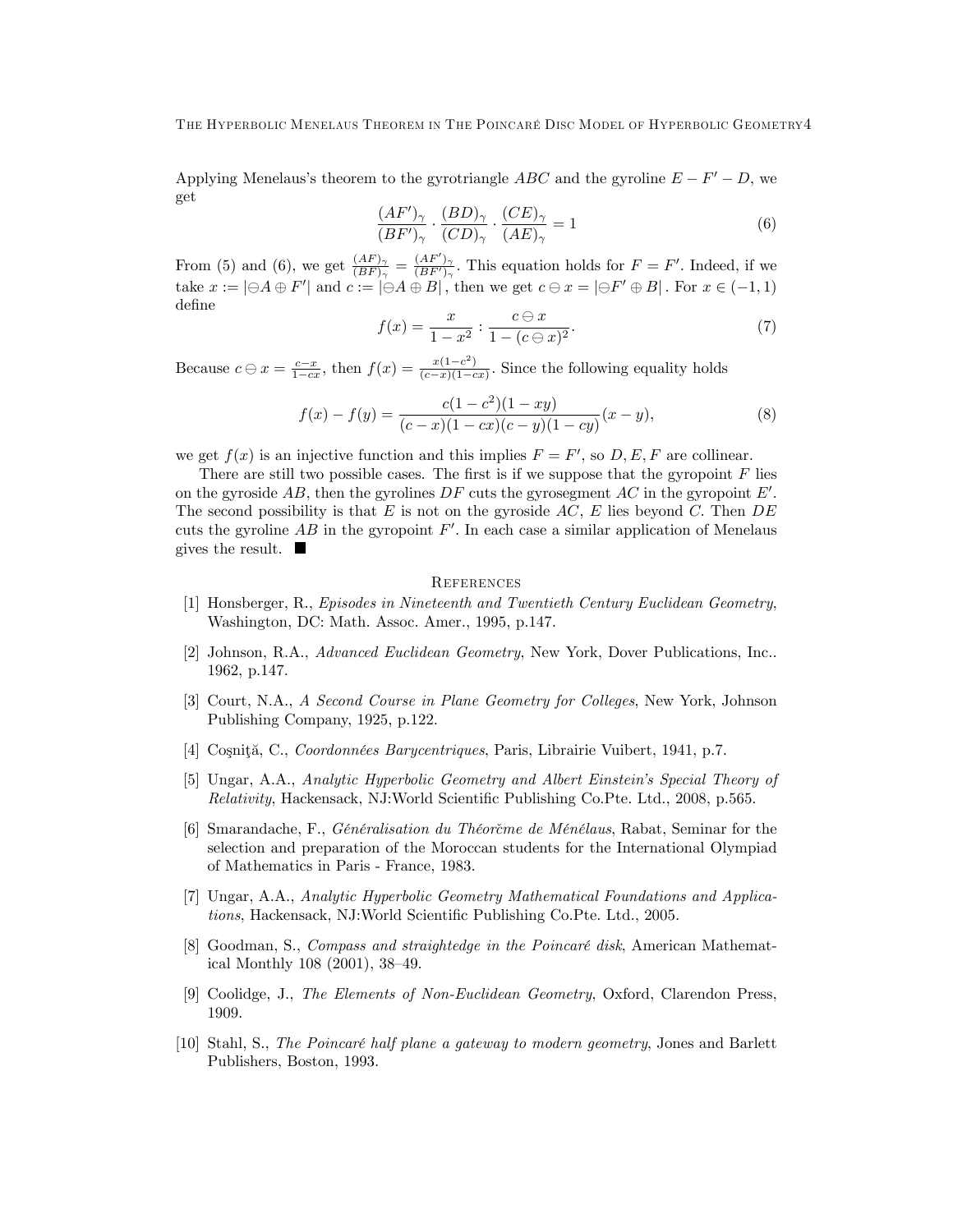Applying Menelaus's theorem to the gyrotriangle $ABC$ and the gyroline $E - F' - D$, we get

$$\frac{(AF')_\gamma}{(BF')_\gamma} \cdot \frac{(BD)_\gamma}{(CD)_\gamma} \cdot \frac{(CE)_\gamma}{(AE)_\gamma} = 1 \tag{6}$$

From (5) and (6), we get $\frac{(AF)_\gamma}{(BF)_\gamma} = \frac{(AF')_\gamma}{(BF')_\gamma}$. This equation holds for $F = F'$. Indeed, if we take $x := |\ominus A \oplus F'|$ and $c := |\ominus A \oplus B|$, then we get $c \ominus x = |\ominus F' \oplus B|$. For $x \in (-1, 1)$ define

$$f(x) = \frac{x}{1 - x^2} : \frac{c \ominus x}{1 - (c \ominus x)^2}. \tag{7}$$

Because $c \ominus x = \frac{c-x}{1-cx}$, then $f(x) = \frac{x(1-c^2)}{(c-x)(1-cx)}$. Since the following equality holds

$$f(x) - f(y) = \frac{c(1-c^2)(1-xy)}{(c-x)(1-cx)(c-y)(1-cy)}(x - y), \tag{8}$$

we get $f(x)$ is an injective function and this implies $F = F'$, so $D, E, F$ are collinear.

There are still two possible cases. The first is if we suppose that the gyropoint $F$ lies on the gyroside $AB$, then the gyrolines $DF$ cuts the gyrosegment $AC$ in the gyropoint $E'$. The second possibility is that $E$ is not on the gyroside $AC$, $E$ lies beyond $C$. Then $DE$ cuts the gyroline $AB$ in the gyropoint $F'$. In each case a similar application of Menelaus gives the result. ■

## References

[1] Honsberger, R., *Episodes in Nineteenth and Twentieth Century Euclidean Geometry*, Washington, DC: Math. Assoc. Amer., 1995, p.147.

[2] Johnson, R.A., *Advanced Euclidean Geometry*, New York, Dover Publications, Inc.. 1962, p.147.

[3] Court, N.A., *A Second Course in Plane Geometry for Colleges*, New York, Johnson Publishing Company, 1925, p.122.

[4] Coşniţă, C., *Coordonnées Barycentriques*, Paris, Librairie Vuibert, 1941, p.7.

[5] Ungar, A.A., *Analytic Hyperbolic Geometry and Albert Einstein's Special Theory of Relativity*, Hackensack, NJ:World Scientific Publishing Co.Pte. Ltd., 2008, p.565.

[6] Smarandache, F., *Généralisation du Théorčme de Ménélaus*, Rabat, Seminar for the selection and preparation of the Moroccan students for the International Olympiad of Mathematics in Paris - France, 1983.

[7] Ungar, A.A., *Analytic Hyperbolic Geometry Mathematical Foundations and Applications*, Hackensack, NJ:World Scientific Publishing Co.Pte. Ltd., 2005.

[8] Goodman, S., *Compass and straightedge in the Poincaré disk*, American Mathematical Monthly 108 (2001), 38–49.

[9] Coolidge, J., *The Elements of Non-Euclidean Geometry*, Oxford, Clarendon Press, 1909.

[10] Stahl, S., *The Poincaré half plane a gateway to modern geometry*, Jones and Barlett Publishers, Boston, 1993.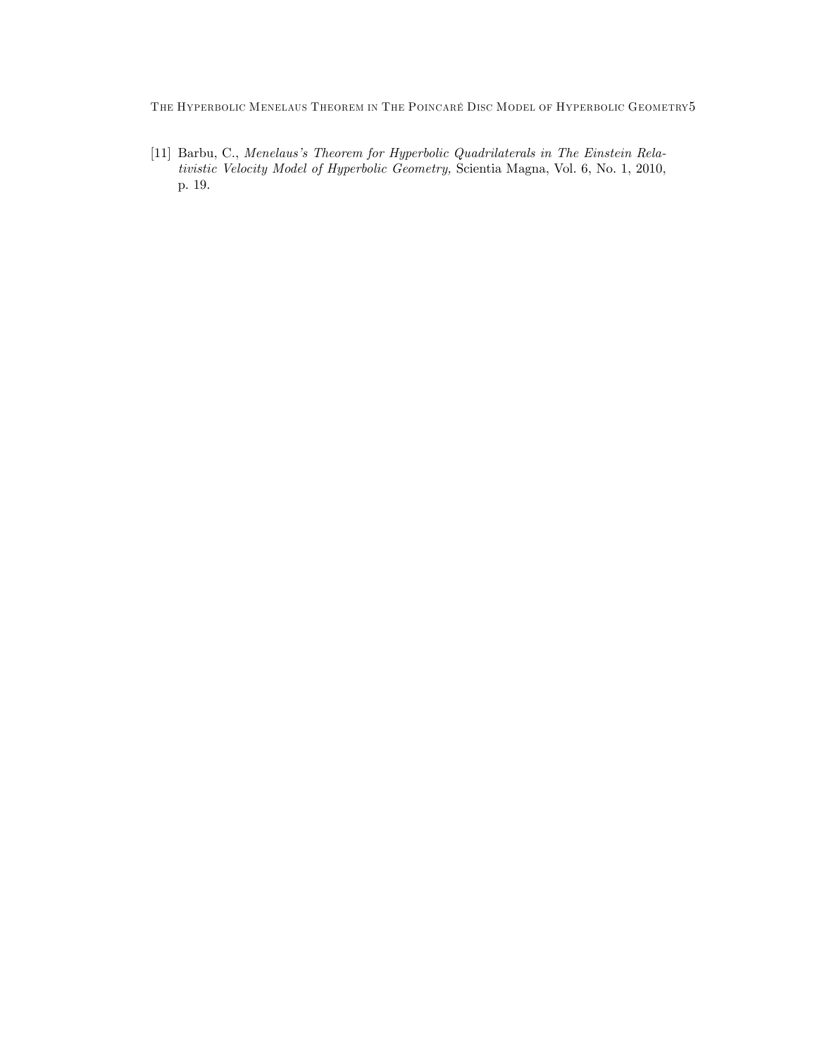[11] Barbu, C., *Menelaus's Theorem for Hyperbolic Quadrilaterals in The Einstein Relativistic Velocity Model of Hyperbolic Geometry,* Scientia Magna, Vol. 6, No. 1, 2010, p. 19.